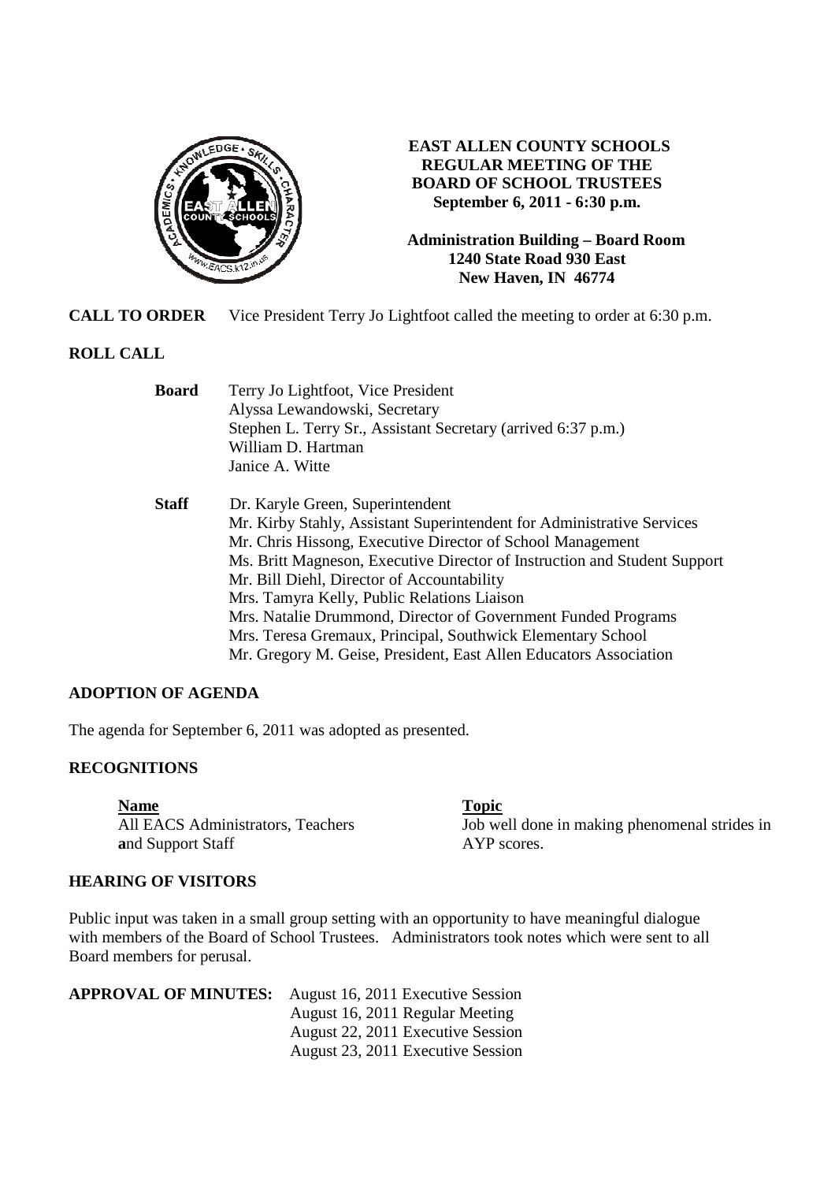# EAST ALLEN COUNTY SCHOOLS
## REGULAR MEETING OF THE BOARD OF SCHOOL TRUSTEES
**September 6, 2011 - 6:30 p.m.**

**Administration Building – Board Room**
**1240 State Road 930 East**
**New Haven, IN 46774**

**CALL TO ORDER** Vice President Terry Jo Lightfoot called the meeting to order at 6:30 p.m.

**ROLL CALL**

**Board**
Terry Jo Lightfoot, Vice President
Alyssa Lewandowski, Secretary
Stephen L. Terry Sr., Assistant Secretary (arrived 6:37 p.m.)
William D. Hartman
Janice A. Witte

**Staff**
Dr. Karyle Green, Superintendent
Mr. Kirby Stahly, Assistant Superintendent for Administrative Services
Mr. Chris Hissong, Executive Director of School Management
Ms. Britt Magneson, Executive Director of Instruction and Student Support
Mr. Bill Diehl, Director of Accountability
Mrs. Tamyra Kelly, Public Relations Liaison
Mrs. Natalie Drummond, Director of Government Funded Programs
Mrs. Teresa Gremaux, Principal, Southwick Elementary School
Mr. Gregory M. Geise, President, East Allen Educators Association

**ADOPTION OF AGENDA**

The agenda for September 6, 2011 was adopted as presented.

**RECOGNITIONS**

| Name | Topic |
|---|---|
| All EACS Administrators, Teachers and Support Staff | Job well done in making phenomenal strides in AYP scores. |

**HEARING OF VISITORS**

Public input was taken in a small group setting with an opportunity to have meaningful dialogue with members of the Board of School Trustees. Administrators took notes which were sent to all Board members for perusal.

**APPROVAL OF MINUTES:**
August 16, 2011 Executive Session
August 16, 2011 Regular Meeting
August 22, 2011 Executive Session
August 23, 2011 Executive Session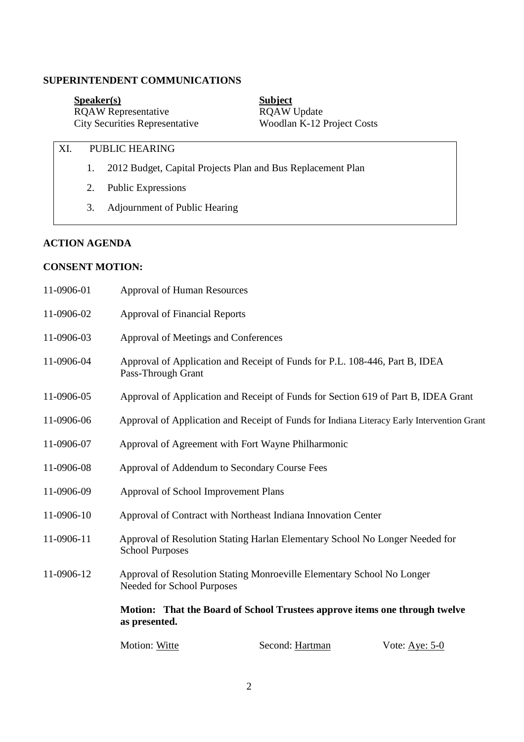## SUPERINTENDENT COMMUNICATIONS

| Speaker(s) | Subject |
| --- | --- |
| RQAW Representative | RQAW Update |
| City Securities Representative | Woodlan K-12 Project Costs |

## XI. PUBLIC HEARING

1. 2012 Budget, Capital Projects Plan and Bus Replacement Plan
2. Public Expressions
3. Adjournment of Public Hearing

## ACTION AGENDA

### CONSENT MOTION:

| | |
| --- | --- |
| 11-0906-01 | Approval of Human Resources |
| 11-0906-02 | Approval of Financial Reports |
| 11-0906-03 | Approval of Meetings and Conferences |
| 11-0906-04 | Approval of Application and Receipt of Funds for P.L. 108-446, Part B, IDEA Pass-Through Grant |
| 11-0906-05 | Approval of Application and Receipt of Funds for Section 619 of Part B, IDEA Grant |
| 11-0906-06 | Approval of Application and Receipt of Funds for Indiana Literacy Early Intervention Grant |
| 11-0906-07 | Approval of Agreement with Fort Wayne Philharmonic |
| 11-0906-08 | Approval of Addendum to Secondary Course Fees |
| 11-0906-09 | Approval of School Improvement Plans |
| 11-0906-10 | Approval of Contract with Northeast Indiana Innovation Center |
| 11-0906-11 | Approval of Resolution Stating Harlan Elementary School No Longer Needed for School Purposes |
| 11-0906-12 | Approval of Resolution Stating Monroeville Elementary School No Longer Needed for School Purposes |

**Motion: That the Board of School Trustees approve items one through twelve as presented.**

Motion: Witte Second: Hartman Vote: Aye: 5-0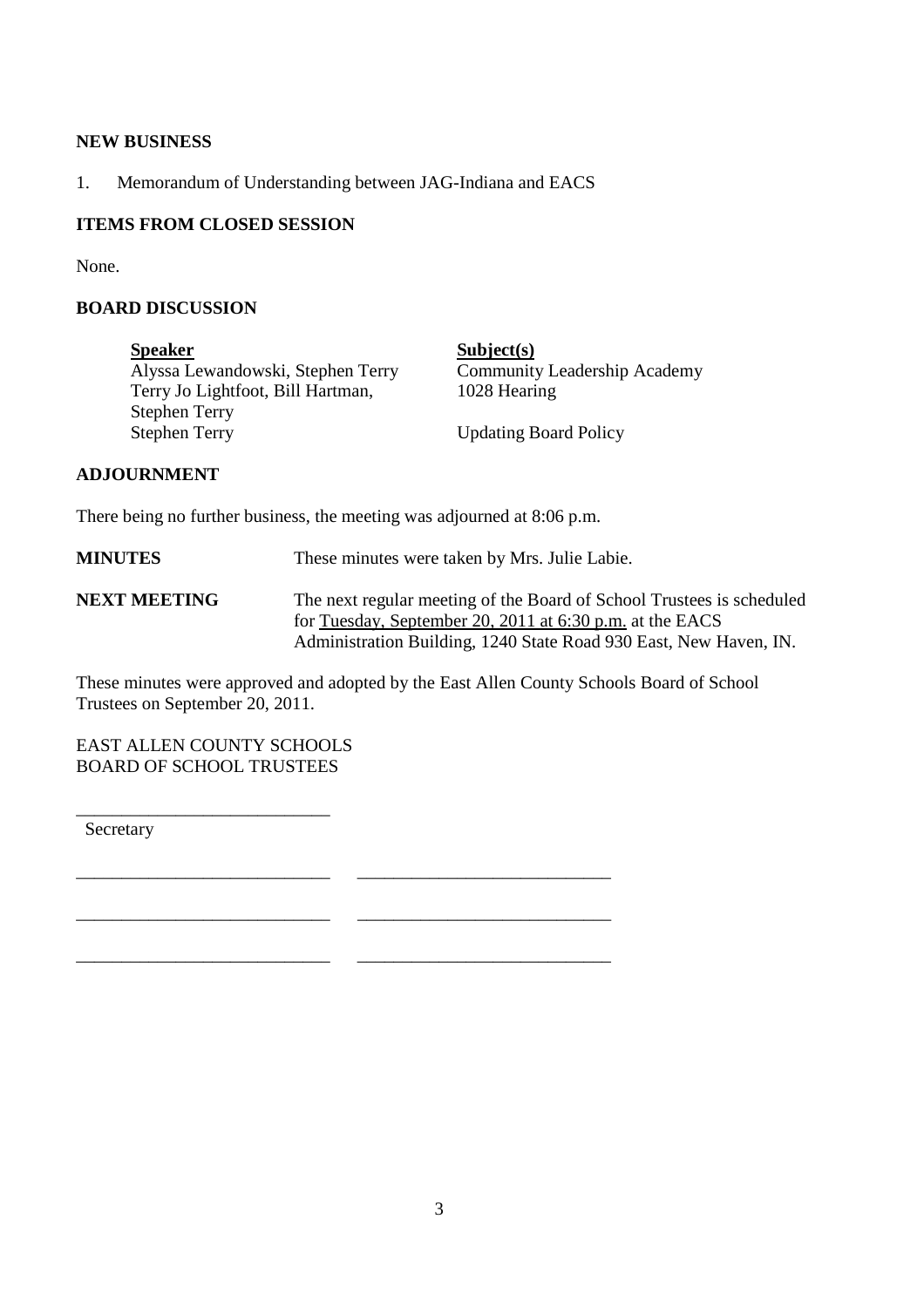**NEW BUSINESS**

1. Memorandum of Understanding between JAG-Indiana and EACS

**ITEMS FROM CLOSED SESSION**

None.

**BOARD DISCUSSION**

| **Speaker** | **Subject(s)** |
|---|---|
| Alyssa Lewandowski, Stephen Terry | Community Leadership Academy |
| Terry Jo Lightfoot, Bill Hartman, Stephen Terry | 1028 Hearing |
| Stephen Terry | Updating Board Policy |

**ADJOURNMENT**

There being no further business, the meeting was adjourned at 8:06 p.m.

**MINUTES** These minutes were taken by Mrs. Julie Labie.

**NEXT MEETING** The next regular meeting of the Board of School Trustees is scheduled for Tuesday, September 20, 2011 at 6:30 p.m. at the EACS Administration Building, 1240 State Road 930 East, New Haven, IN.

These minutes were approved and adopted by the East Allen County Schools Board of School Trustees on September 20, 2011.

EAST ALLEN COUNTY SCHOOLS
BOARD OF SCHOOL TRUSTEES

____________________________
Secretary

____________________________ ____________________________

____________________________ ____________________________

____________________________ ____________________________